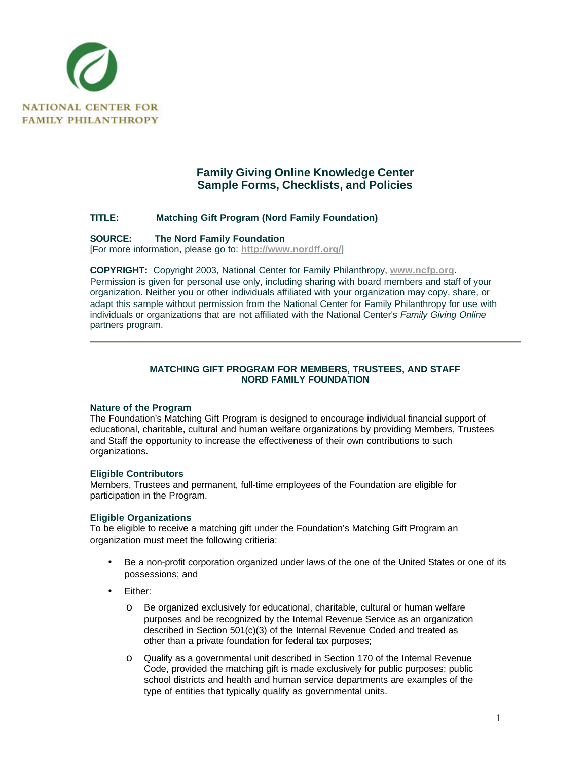NATIONAL CENTER FOR FAMILY PHILANTHROPY

## Family Giving Online Knowledge Center
## Sample Forms, Checklists, and Policies

**TITLE:** **Matching Gift Program (Nord Family Foundation)**

**SOURCE:** **The Nord Family Foundation**
[For more information, please go to: **http://www.nordff.org/**]

**COPYRIGHT:** Copyright 2003, National Center for Family Philanthropy, **www.ncfp.org**. Permission is given for personal use only, including sharing with board members and staff of your organization. Neither you or other individuals affiliated with your organization may copy, share, or adapt this sample without permission from the National Center for Family Philanthropy for use with individuals or organizations that are not affiliated with the National Center's *Family Giving Online* partners program.

---

# MATCHING GIFT PROGRAM FOR MEMBERS, TRUSTEES, AND STAFF
# NORD FAMILY FOUNDATION

### Nature of the Program

The Foundation's Matching Gift Program is designed to encourage individual financial support of educational, charitable, cultural and human welfare organizations by providing Members, Trustees and Staff the opportunity to increase the effectiveness of their own contributions to such organizations.

### Eligible Contributors

Members, Trustees and permanent, full-time employees of the Foundation are eligible for participation in the Program.

### Eligible Organizations

To be eligible to receive a matching gift under the Foundation's Matching Gift Program an organization must meet the following critieria:

- Be a non-profit corporation organized under laws of the one of the United States or one of its possessions; and
- Either:
  - Be organized exclusively for educational, charitable, cultural or human welfare purposes and be recognized by the Internal Revenue Service as an organization described in Section 501(c)(3) of the Internal Revenue Coded and treated as other than a private foundation for federal tax purposes;
  - Qualify as a governmental unit described in Section 170 of the Internal Revenue Code, provided the matching gift is made exclusively for public purposes; public school districts and health and human service departments are examples of the type of entities that typically qualify as governmental units.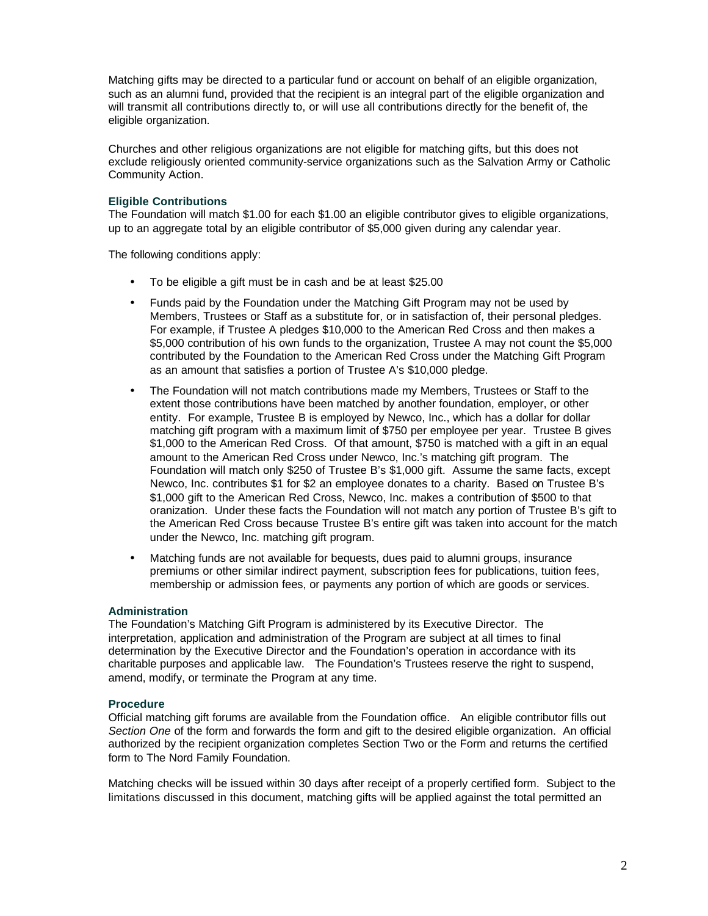Matching gifts may be directed to a particular fund or account on behalf of an eligible organization, such as an alumni fund, provided that the recipient is an integral part of the eligible organization and will transmit all contributions directly to, or will use all contributions directly for the benefit of, the eligible organization.

Churches and other religious organizations are not eligible for matching gifts, but this does not exclude religiously oriented community-service organizations such as the Salvation Army or Catholic Community Action.

### Eligible Contributions

The Foundation will match $1.00 for each $1.00 an eligible contributor gives to eligible organizations, up to an aggregate total by an eligible contributor of $5,000 given during any calendar year.

The following conditions apply:

- To be eligible a gift must be in cash and be at least $25.00
- Funds paid by the Foundation under the Matching Gift Program may not be used by Members, Trustees or Staff as a substitute for, or in satisfaction of, their personal pledges. For example, if Trustee A pledges $10,000 to the American Red Cross and then makes a $5,000 contribution of his own funds to the organization, Trustee A may not count the $5,000 contributed by the Foundation to the American Red Cross under the Matching Gift Program as an amount that satisfies a portion of Trustee A's $10,000 pledge.
- The Foundation will not match contributions made my Members, Trustees or Staff to the extent those contributions have been matched by another foundation, employer, or other entity. For example, Trustee B is employed by Newco, Inc., which has a dollar for dollar matching gift program with a maximum limit of $750 per employee per year. Trustee B gives $1,000 to the American Red Cross. Of that amount, $750 is matched with a gift in an equal amount to the American Red Cross under Newco, Inc.'s matching gift program. The Foundation will match only $250 of Trustee B's $1,000 gift. Assume the same facts, except Newco, Inc. contributes $1 for $2 an employee donates to a charity. Based on Trustee B's $1,000 gift to the American Red Cross, Newco, Inc. makes a contribution of $500 to that oranization. Under these facts the Foundation will not match any portion of Trustee B's gift to the American Red Cross because Trustee B's entire gift was taken into account for the match under the Newco, Inc. matching gift program.
- Matching funds are not available for bequests, dues paid to alumni groups, insurance premiums or other similar indirect payment, subscription fees for publications, tuition fees, membership or admission fees, or payments any portion of which are goods or services.

### Administration

The Foundation's Matching Gift Program is administered by its Executive Director. The interpretation, application and administration of the Program are subject at all times to final determination by the Executive Director and the Foundation's operation in accordance with its charitable purposes and applicable law. The Foundation's Trustees reserve the right to suspend, amend, modify, or terminate the Program at any time.

### Procedure

Official matching gift forums are available from the Foundation office. An eligible contributor fills out *Section One* of the form and forwards the form and gift to the desired eligible organization. An official authorized by the recipient organization completes Section Two or the Form and returns the certified form to The Nord Family Foundation.

Matching checks will be issued within 30 days after receipt of a properly certified form. Subject to the limitations discussed in this document, matching gifts will be applied against the total permitted an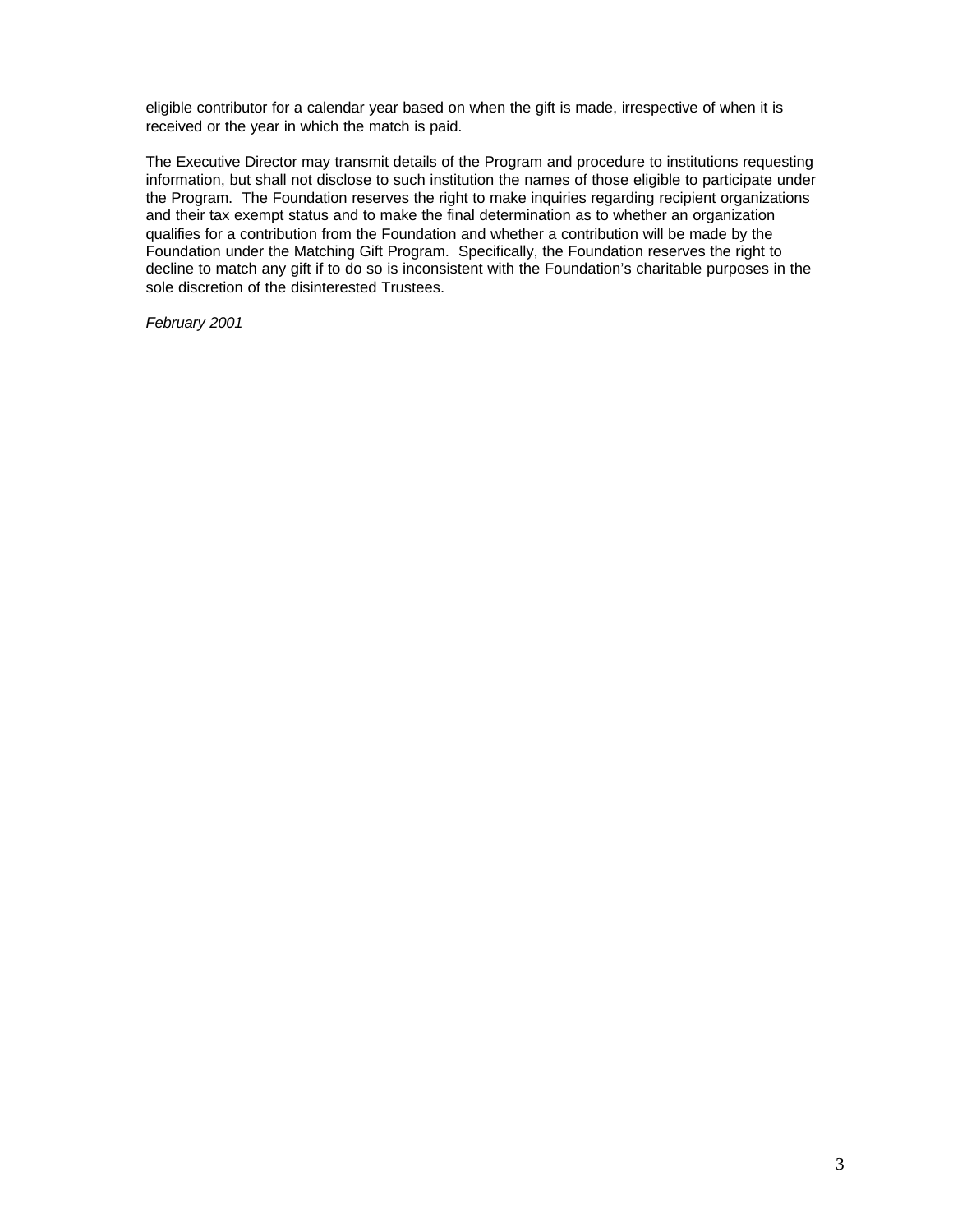eligible contributor for a calendar year based on when the gift is made, irrespective of when it is received or the year in which the match is paid.

The Executive Director may transmit details of the Program and procedure to institutions requesting information, but shall not disclose to such institution the names of those eligible to participate under the Program. The Foundation reserves the right to make inquiries regarding recipient organizations and their tax exempt status and to make the final determination as to whether an organization qualifies for a contribution from the Foundation and whether a contribution will be made by the Foundation under the Matching Gift Program. Specifically, the Foundation reserves the right to decline to match any gift if to do so is inconsistent with the Foundation's charitable purposes in the sole discretion of the disinterested Trustees.

*February 2001*